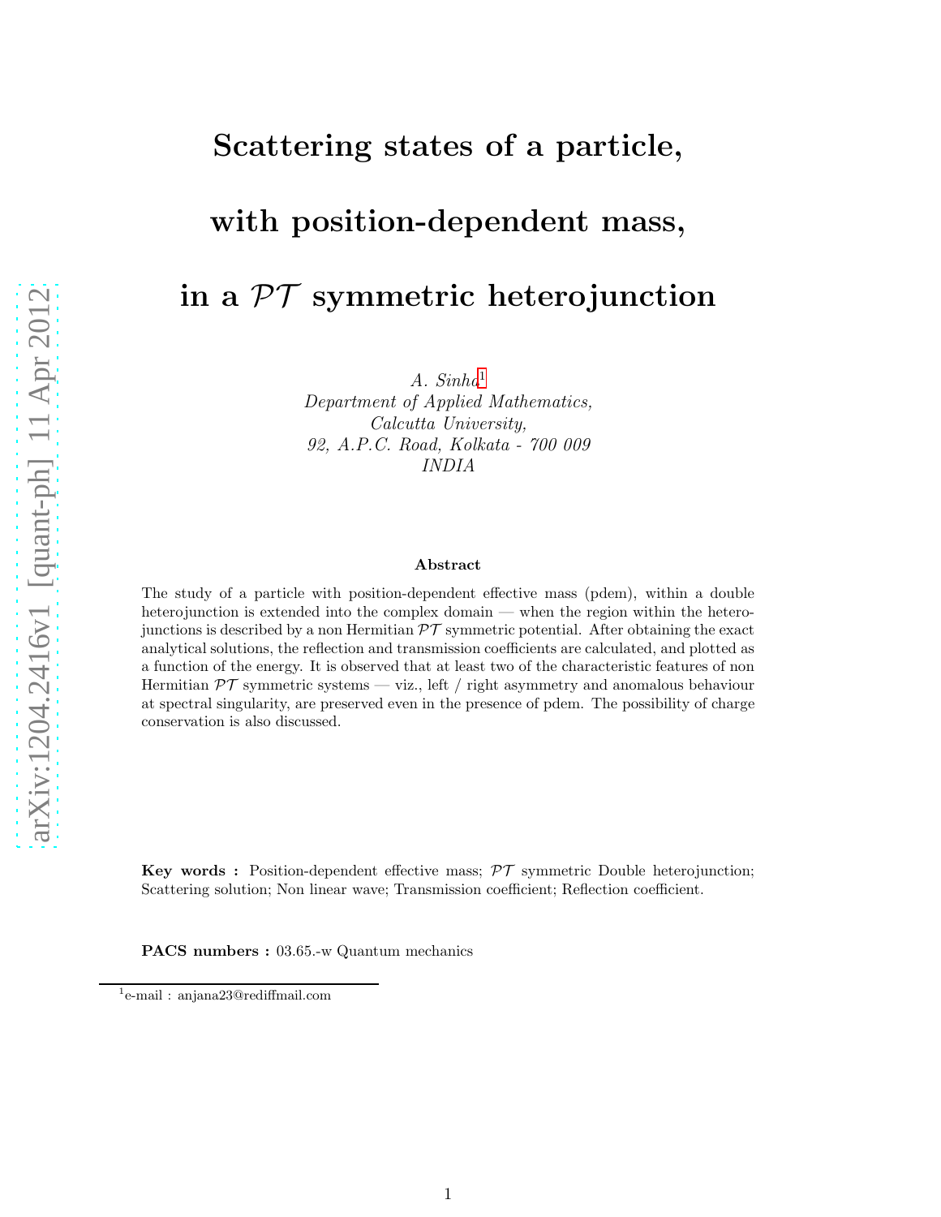# Scattering states of a particle, with position-dependent mass, in a $\mathcal{PT}$ symmetric heterojunction

*A. Sinha*[1]
*Department of Applied Mathematics,*
*Calcutta University,*
*92, A.P.C. Road, Kolkata - 700 009*
*INDIA*

### Abstract

The study of a particle with position-dependent effective mass (pdem), within a double heterojunction is extended into the complex domain — when the region within the heterojunctions is described by a non Hermitian $\mathcal{PT}$ symmetric potential. After obtaining the exact analytical solutions, the reflection and transmission coefficients are calculated, and plotted as a function of the energy. It is observed that at least two of the characteristic features of non Hermitian $\mathcal{PT}$ symmetric systems — viz., left / right asymmetry and anomalous behaviour at spectral singularity, are preserved even in the presence of pdem. The possibility of charge conservation is also discussed.

**Key words :** Position-dependent effective mass; $\mathcal{PT}$ symmetric Double heterojunction; Scattering solution; Non linear wave; Transmission coefficient; Reflection coefficient.

**PACS numbers :** 03.65.-w Quantum mechanics

[1] e-mail : anjana23@rediffmail.com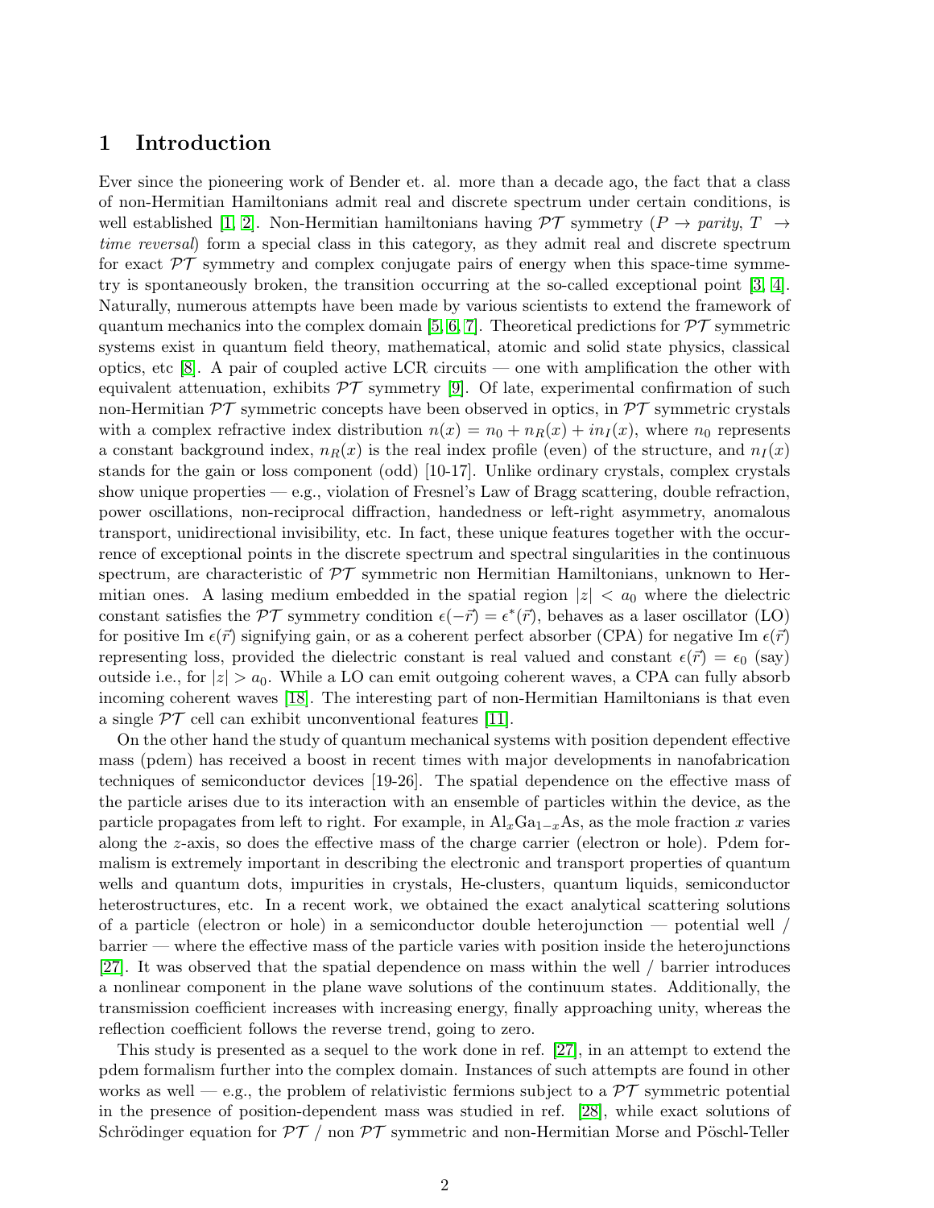# 1 Introduction

Ever since the pioneering work of Bender et. al. more than a decade ago, the fact that a class of non-Hermitian Hamiltonians admit real and discrete spectrum under certain conditions, is well established [1, 2]. Non-Hermitian hamiltonians having $\mathcal{PT}$ symmetry ($P \rightarrow$ *parity*, $T \rightarrow$ *time reversal*) form a special class in this category, as they admit real and discrete spectrum for exact $\mathcal{PT}$ symmetry and complex conjugate pairs of energy when this space-time symmetry is spontaneously broken, the transition occurring at the so-called exceptional point [3, 4]. Naturally, numerous attempts have been made by various scientists to extend the framework of quantum mechanics into the complex domain [5, 6, 7]. Theoretical predictions for $\mathcal{PT}$ symmetric systems exist in quantum field theory, mathematical, atomic and solid state physics, classical optics, etc [8]. A pair of coupled active LCR circuits — one with amplification the other with equivalent attenuation, exhibits $\mathcal{PT}$ symmetry [9]. Of late, experimental confirmation of such non-Hermitian $\mathcal{PT}$ symmetric concepts have been observed in optics, in $\mathcal{PT}$ symmetric crystals with a complex refractive index distribution $n(x) = n_0 + n_R(x) + in_I(x)$, where $n_0$ represents a constant background index, $n_R(x)$ is the real index profile (even) of the structure, and $n_I(x)$ stands for the gain or loss component (odd) [10-17]. Unlike ordinary crystals, complex crystals show unique properties — e.g., violation of Fresnel's Law of Bragg scattering, double refraction, power oscillations, non-reciprocal diffraction, handedness or left-right asymmetry, anomalous transport, unidirectional invisibility, etc. In fact, these unique features together with the occurrence of exceptional points in the discrete spectrum and spectral singularities in the continuous spectrum, are characteristic of $\mathcal{PT}$ symmetric non Hermitian Hamiltonians, unknown to Hermitian ones. A lasing medium embedded in the spatial region $|z| < a_0$ where the dielectric constant satisfies the $\mathcal{PT}$ symmetry condition $\epsilon(-\vec{r}) = \epsilon^*(\vec{r})$, behaves as a laser oscillator (LO) for positive Im $\epsilon(\vec{r})$ signifying gain, or as a coherent perfect absorber (CPA) for negative Im $\epsilon(\vec{r})$ representing loss, provided the dielectric constant is real valued and constant $\epsilon(\vec{r}) = \epsilon_0$ (say) outside i.e., for $|z| > a_0$. While a LO can emit outgoing coherent waves, a CPA can fully absorb incoming coherent waves [18]. The interesting part of non-Hermitian Hamiltonians is that even a single $\mathcal{PT}$ cell can exhibit unconventional features [11].

On the other hand the study of quantum mechanical systems with position dependent effective mass (pdem) has received a boost in recent times with major developments in nanofabrication techniques of semiconductor devices [19-26]. The spatial dependence on the effective mass of the particle arises due to its interaction with an ensemble of particles within the device, as the particle propagates from left to right. For example, in $\mathrm{Al}_x\mathrm{Ga}_{1-x}\mathrm{As}$, as the mole fraction $x$ varies along the $z$-axis, so does the effective mass of the charge carrier (electron or hole). Pdem formalism is extremely important in describing the electronic and transport properties of quantum wells and quantum dots, impurities in crystals, He-clusters, quantum liquids, semiconductor heterostructures, etc. In a recent work, we obtained the exact analytical scattering solutions of a particle (electron or hole) in a semiconductor double heterojunction — potential well / barrier — where the effective mass of the particle varies with position inside the heterojunctions [27]. It was observed that the spatial dependence on mass within the well / barrier introduces a nonlinear component in the plane wave solutions of the continuum states. Additionally, the transmission coefficient increases with increasing energy, finally approaching unity, whereas the reflection coefficient follows the reverse trend, going to zero.

This study is presented as a sequel to the work done in ref. [27], in an attempt to extend the pdem formalism further into the complex domain. Instances of such attempts are found in other works as well — e.g., the problem of relativistic fermions subject to a $\mathcal{PT}$ symmetric potential in the presence of position-dependent mass was studied in ref. [28], while exact solutions of Schrödinger equation for $\mathcal{PT}$ / non $\mathcal{PT}$ symmetric and non-Hermitian Morse and Pöschl-Teller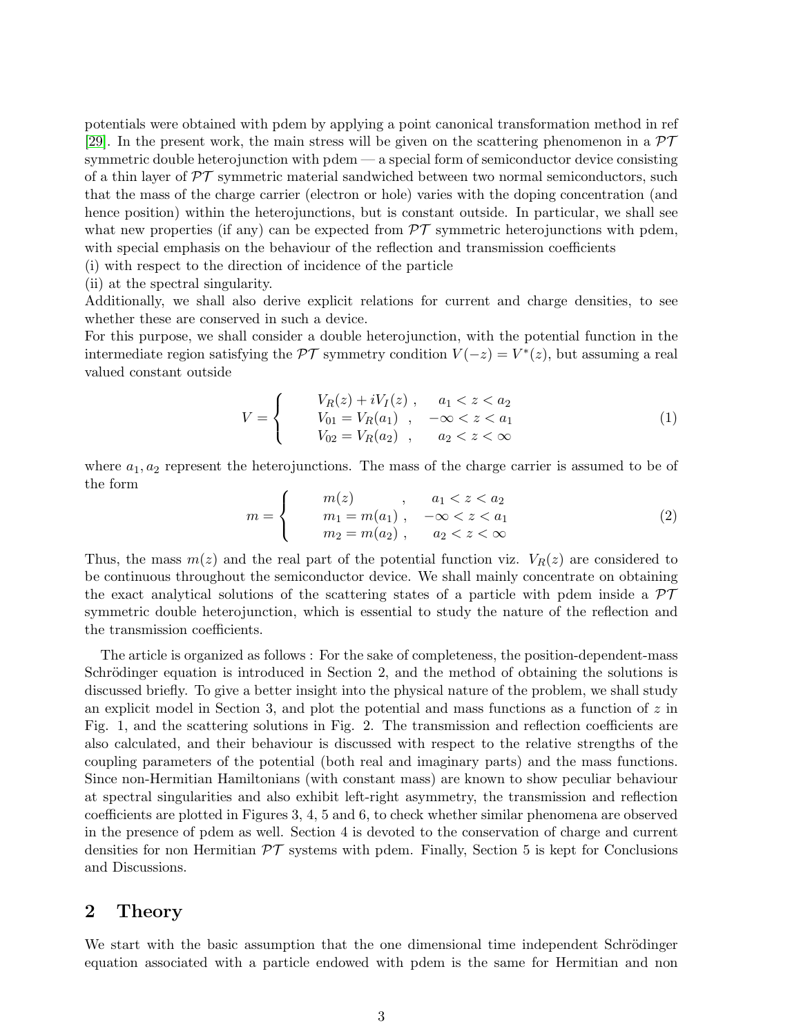potentials were obtained with pdem by applying a point canonical transformation method in ref [29]. In the present work, the main stress will be given on the scattering phenomenon in a $\mathcal{PT}$ symmetric double heterojunction with pdem — a special form of semiconductor device consisting of a thin layer of $\mathcal{PT}$ symmetric material sandwiched between two normal semiconductors, such that the mass of the charge carrier (electron or hole) varies with the doping concentration (and hence position) within the heterojunctions, but is constant outside. In particular, we shall see what new properties (if any) can be expected from $\mathcal{PT}$ symmetric heterojunctions with pdem, with special emphasis on the behaviour of the reflection and transmission coefficients
(i) with respect to the direction of incidence of the particle
(ii) at the spectral singularity.
Additionally, we shall also derive explicit relations for current and charge densities, to see whether these are conserved in such a device.
For this purpose, we shall consider a double heterojunction, with the potential function in the intermediate region satisfying the $\mathcal{PT}$ symmetry condition $V(-z) = V^*(z)$, but assuming a real valued constant outside

$$V = \begin{cases} V_R(z) + iV_I(z) \ , & a_1 < z < a_2 \\ V_{01} = V_R(a_1) \ , & -\infty < z < a_1 \\ V_{02} = V_R(a_2) \ , & a_2 < z < \infty \end{cases} \tag{1}$$

where $a_1, a_2$ represent the heterojunctions. The mass of the charge carrier is assumed to be of the form

$$m = \begin{cases} m(z) \ , & a_1 < z < a_2 \\ m_1 = m(a_1) \ , & -\infty < z < a_1 \\ m_2 = m(a_2) \ , & a_2 < z < \infty \end{cases} \tag{2}$$

Thus, the mass $m(z)$ and the real part of the potential function viz. $V_R(z)$ are considered to be continuous throughout the semiconductor device. We shall mainly concentrate on obtaining the exact analytical solutions of the scattering states of a particle with pdem inside a $\mathcal{PT}$ symmetric double heterojunction, which is essential to study the nature of the reflection and the transmission coefficients.

The article is organized as follows : For the sake of completeness, the position-dependent-mass Schrödinger equation is introduced in Section 2, and the method of obtaining the solutions is discussed briefly. To give a better insight into the physical nature of the problem, we shall study an explicit model in Section 3, and plot the potential and mass functions as a function of $z$ in Fig. 1, and the scattering solutions in Fig. 2. The transmission and reflection coefficients are also calculated, and their behaviour is discussed with respect to the relative strengths of the coupling parameters of the potential (both real and imaginary parts) and the mass functions. Since non-Hermitian Hamiltonians (with constant mass) are known to show peculiar behaviour at spectral singularities and also exhibit left-right asymmetry, the transmission and reflection coefficients are plotted in Figures 3, 4, 5 and 6, to check whether similar phenomena are observed in the presence of pdem as well. Section 4 is devoted to the conservation of charge and current densities for non Hermitian $\mathcal{PT}$ systems with pdem. Finally, Section 5 is kept for Conclusions and Discussions.

## 2 Theory

We start with the basic assumption that the one dimensional time independent Schrödinger equation associated with a particle endowed with pdem is the same for Hermitian and non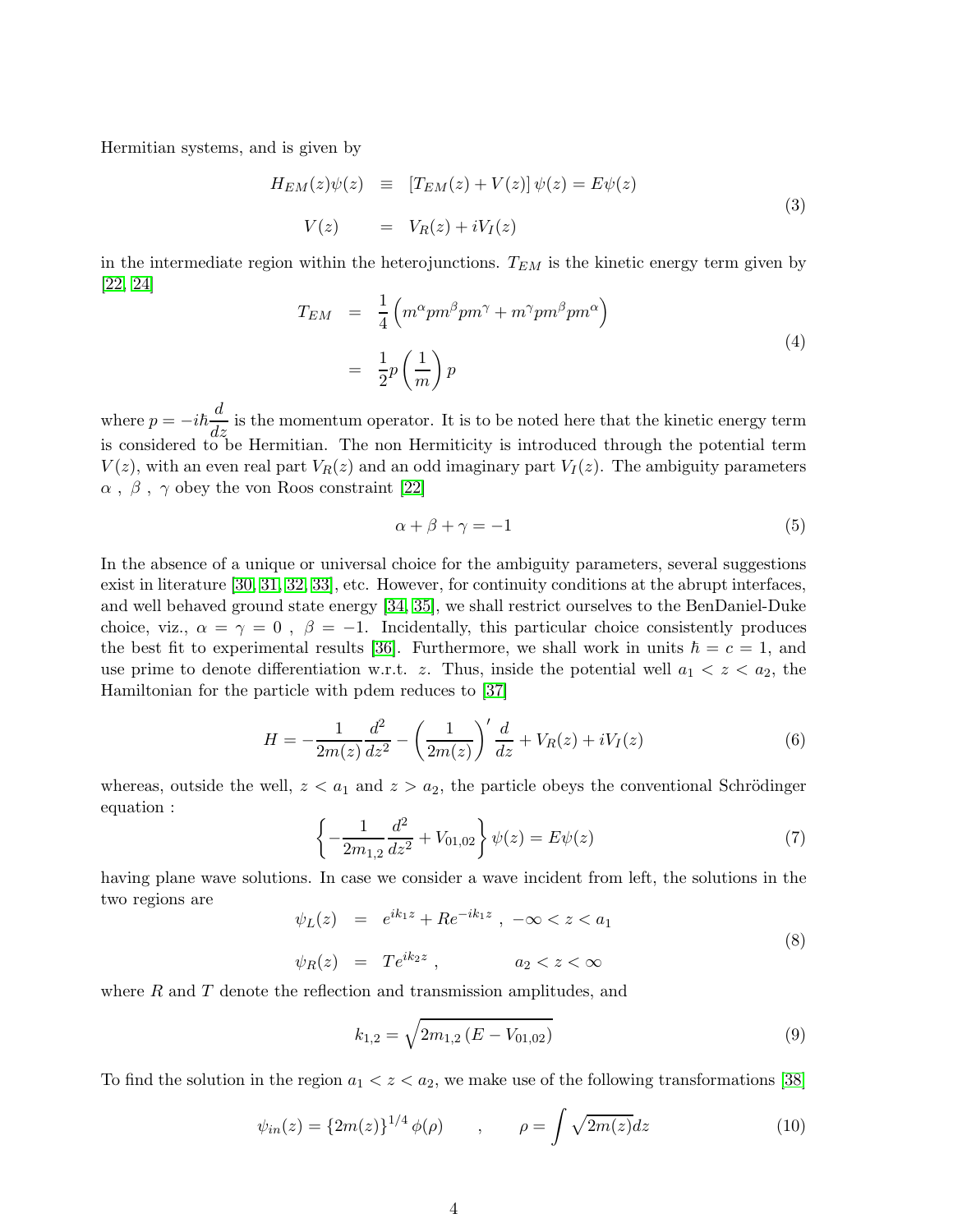Hermitian systems, and is given by

$$
\begin{aligned}
H_{EM}(z)\psi(z) &\equiv [T_{EM}(z) + V(z)]\,\psi(z) = E\psi(z) \\
V(z) &= V_R(z) + iV_I(z)
\end{aligned} \tag{3}
$$

in the intermediate region within the heterojunctions. $T_{EM}$ is the kinetic energy term given by [22, 24]

$$
\begin{aligned}
T_{EM} &= \frac{1}{4}\left(m^{\alpha} p m^{\beta} p m^{\gamma} + m^{\gamma} p m^{\beta} p m^{\alpha}\right) \\
&= \frac{1}{2} p \left(\frac{1}{m}\right) p
\end{aligned} \tag{4}
$$

where $p = -i\hbar \dfrac{d}{dz}$ is the momentum operator. It is to be noted here that the kinetic energy term is considered to be Hermitian. The non Hermiticity is introduced through the potential term $V(z)$, with an even real part $V_R(z)$ and an odd imaginary part $V_I(z)$. The ambiguity parameters $\alpha$ , $\beta$ , $\gamma$ obey the von Roos constraint [22]

$$
\alpha + \beta + \gamma = -1 \tag{5}
$$

In the absence of a unique or universal choice for the ambiguity parameters, several suggestions exist in literature [30, 31, 32, 33], etc. However, for continuity conditions at the abrupt interfaces, and well behaved ground state energy [34, 35], we shall restrict ourselves to the BenDaniel-Duke choice, viz., $\alpha = \gamma = 0$ , $\beta = -1$. Incidentally, this particular choice consistently produces the best fit to experimental results [36]. Furthermore, we shall work in units $\hbar = c = 1$, and use prime to denote differentiation w.r.t. $z$. Thus, inside the potential well $a_1 < z < a_2$, the Hamiltonian for the particle with pdem reduces to [37]

$$
H = -\frac{1}{2m(z)}\frac{d^2}{dz^2} - \left(\frac{1}{2m(z)}\right)' \frac{d}{dz} + V_R(z) + iV_I(z) \tag{6}
$$

whereas, outside the well, $z < a_1$ and $z > a_2$, the particle obeys the conventional Schrödinger equation :

$$
\left\{-\frac{1}{2m_{1,2}}\frac{d^2}{dz^2} + V_{01,02}\right\}\psi(z) = E\psi(z) \tag{7}
$$

having plane wave solutions. In case we consider a wave incident from left, the solutions in the two regions are

$$
\begin{aligned}
\psi_L(z) &= e^{ik_1 z} + Re^{-ik_1 z}\ , \ -\infty < z < a_1 \\
\psi_R(z) &= Te^{ik_2 z}\ , \qquad\qquad a_2 < z < \infty
\end{aligned} \tag{8}
$$

where $R$ and $T$ denote the reflection and transmission amplitudes, and

$$
k_{1,2} = \sqrt{2m_{1,2}\left(E - V_{01,02}\right)} \tag{9}
$$

To find the solution in the region $a_1 < z < a_2$, we make use of the following transformations [38]

$$
\psi_{in}(z) = \{2m(z)\}^{1/4}\,\phi(\rho) \qquad , \qquad \rho = \int \sqrt{2m(z)}dz \tag{10}
$$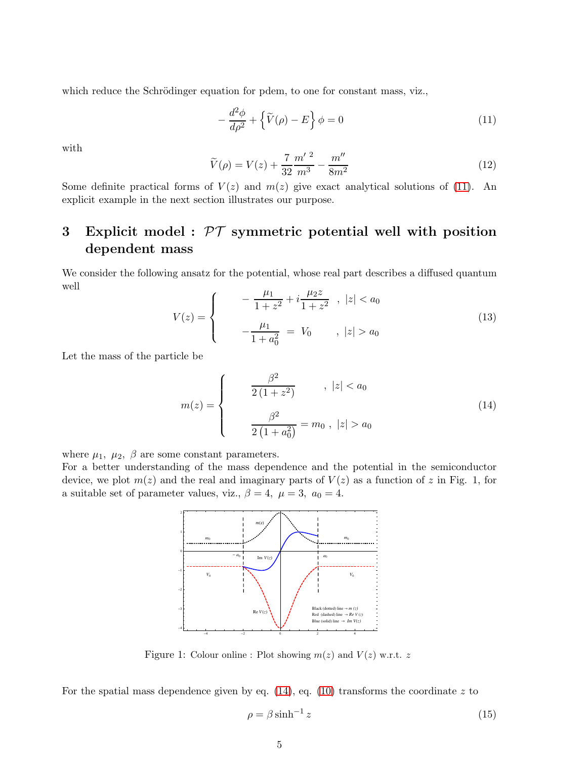which reduce the Schrödinger equation for pdem, to one for constant mass, viz.,

$$
-\frac{d^2\phi}{d\rho^2} + \left\{ \widetilde{V}(\rho) - E \right\} \phi = 0 \tag{11}
$$

with

$$
\widetilde{V}(\rho) = V(z) + \frac{7}{32}\frac{m'^{\,2}}{m^3} - \frac{m''}{8m^2} \tag{12}
$$

Some definite practical forms of $V(z)$ and $m(z)$ give exact analytical solutions of (11). An explicit example in the next section illustrates our purpose.

# 3 Explicit model : $\mathcal{PT}$ symmetric potential well with position dependent mass

We consider the following ansatz for the potential, whose real part describes a diffused quantum well

$$
V(z) = \begin{cases} -\dfrac{\mu_1}{1+z^2} + i\dfrac{\mu_2 z}{1+z^2} &, \ |z| < a_0 \\[2ex] -\dfrac{\mu_1}{1+a_0^2} \ = \ V_0 &, \ |z| > a_0 \end{cases} \tag{13}
$$

Let the mass of the particle be

$$
m(z) = \begin{cases} \dfrac{\beta^2}{2\,(1+z^2)} &, \ |z| < a_0 \\[2ex] \dfrac{\beta^2}{2\,(1+a_0^2)} = m_0 \ , & |z| > a_0 \end{cases} \tag{14}
$$

where $\mu_1, \ \mu_2, \ \beta$ are some constant parameters.
For a better understanding of the mass dependence and the potential in the semiconductor device, we plot $m(z)$ and the real and imaginary parts of $V(z)$ as a function of $z$ in Fig. 1, for a suitable set of parameter values, viz., $\beta = 4, \ \mu = 3, \ a_0 = 4$.

Figure 1: Colour online : Plot showing $m(z)$ and $V(z)$ w.r.t. $z$

For the spatial mass dependence given by eq. (14), eq. (10) transforms the coordinate $z$ to

$$
\rho = \beta \sinh^{-1} z \tag{15}
$$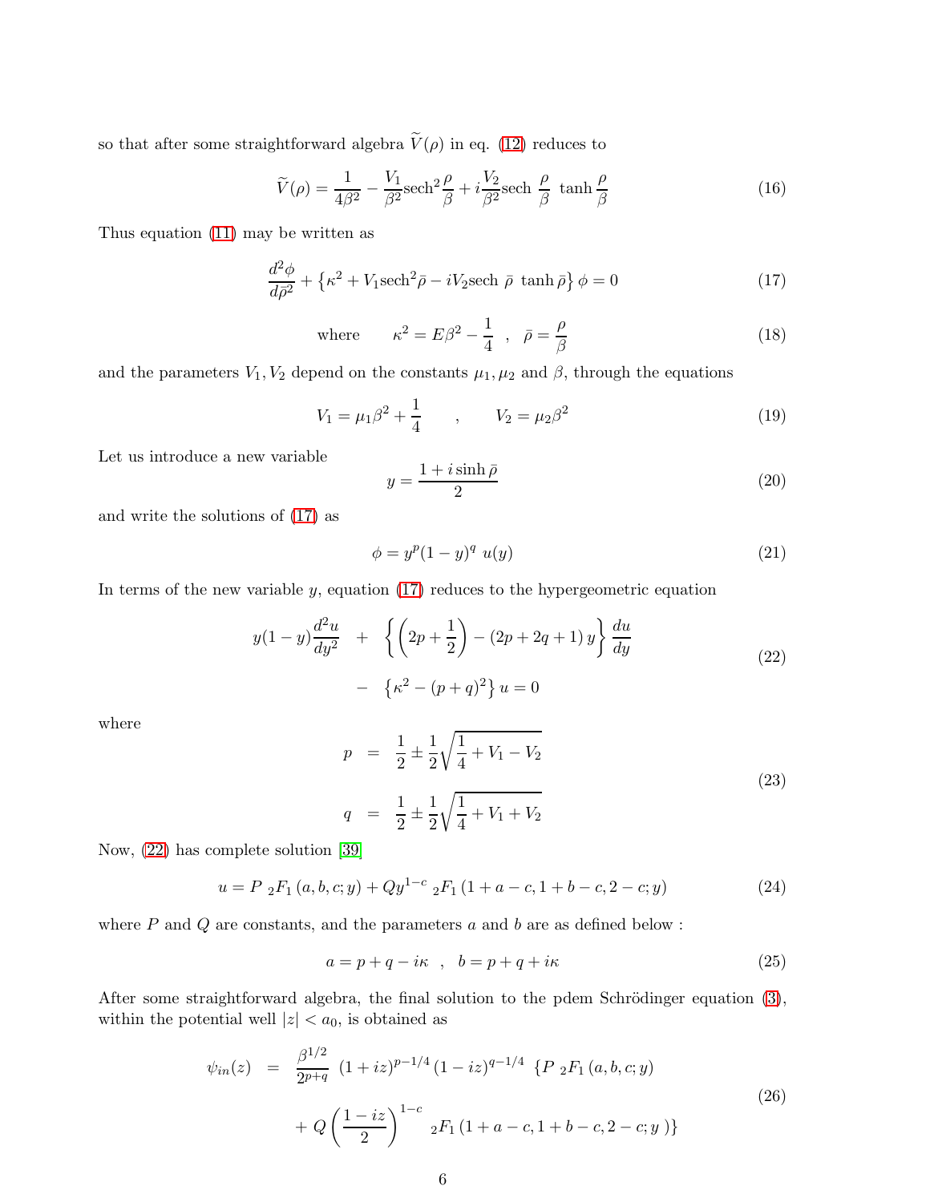so that after some straightforward algebra $\widetilde{V}(\rho)$ in eq. (12) reduces to

$$\widetilde{V}(\rho) = \frac{1}{4\beta^2} - \frac{V_1}{\beta^2}\text{sech}^2\frac{\rho}{\beta} + i\frac{V_2}{\beta^2}\text{sech}\,\frac{\rho}{\beta}\,\tanh\frac{\rho}{\beta} \tag{16}$$

Thus equation (11) may be written as

$$\frac{d^2\phi}{d\bar{\rho}^2} + \left\{\kappa^2 + V_1\text{sech}^2\bar{\rho} - iV_2\text{sech}\,\bar{\rho}\,\tanh\bar{\rho}\right\}\phi = 0 \tag{17}$$

$$\text{where} \qquad \kappa^2 = E\beta^2 - \frac{1}{4} \quad , \quad \bar{\rho} = \frac{\rho}{\beta} \tag{18}$$

and the parameters $V_1, V_2$ depend on the constants $\mu_1, \mu_2$ and $\beta$, through the equations

$$V_1 = \mu_1\beta^2 + \frac{1}{4} \qquad , \qquad V_2 = \mu_2\beta^2 \tag{19}$$

Let us introduce a new variable

$$y = \frac{1 + i\sinh\bar{\rho}}{2} \tag{20}$$

and write the solutions of (17) as

$$\phi = y^p(1-y)^q\ u(y) \tag{21}$$

In terms of the new variable $y$, equation (17) reduces to the hypergeometric equation

$$\begin{aligned} y(1-y)\frac{d^2u}{dy^2} \quad &+ \quad \left\{\left(2p + \frac{1}{2}\right) - (2p + 2q + 1)\,y\right\}\frac{du}{dy} \\ &- \quad \left\{\kappa^2 - (p+q)^2\right\}u = 0 \end{aligned} \tag{22}$$

where

$$\begin{aligned} p &= \frac{1}{2} \pm \frac{1}{2}\sqrt{\frac{1}{4} + V_1 - V_2} \\ q &= \frac{1}{2} \pm \frac{1}{2}\sqrt{\frac{1}{4} + V_1 + V_2} \end{aligned} \tag{23}$$

Now, (22) has complete solution [39]

$$u = P\ {}_2F_1\left(a, b, c; y\right) + Qy^{1-c}\ {}_2F_1\left(1 + a - c, 1 + b - c, 2 - c; y\right) \tag{24}$$

where $P$ and $Q$ are constants, and the parameters $a$ and $b$ are as defined below :

$$a = p + q - i\kappa \quad , \quad b = p + q + i\kappa \tag{25}$$

After some straightforward algebra, the final solution to the pdem Schrödinger equation (3), within the potential well $|z| < a_0$, is obtained as

$$\begin{aligned} \psi_{in}(z) \quad &= \quad \frac{\beta^{1/2}}{2^{p+q}}\ (1+iz)^{p-1/4}\,(1-iz)^{q-1/4}\ \left\{P\ {}_2F_1\left(a, b, c; y\right)\right. \\ &\quad + Q\left(\frac{1-iz}{2}\right)^{1-c}\ {}_2F_1\left(1 + a - c, 1 + b - c, 2 - c; y\ \right)\left.\right\} \end{aligned} \tag{26}$$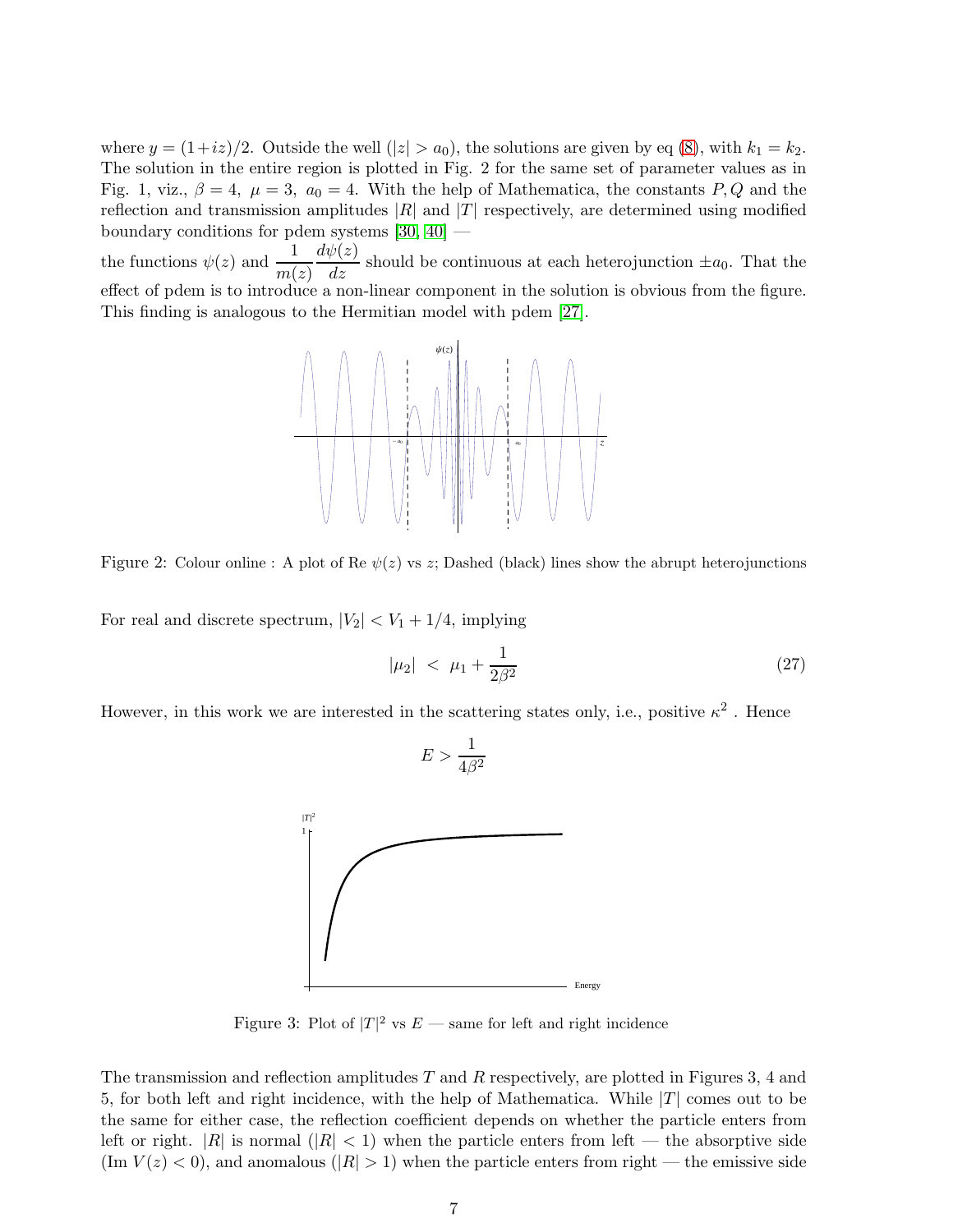where $y = (1+iz)/2$. Outside the well ($|z| > a_0$), the solutions are given by eq (8), with $k_1 = k_2$. The solution in the entire region is plotted in Fig. 2 for the same set of parameter values as in Fig. 1, viz., $\beta = 4,\ \mu = 3,\ a_0 = 4$. With the help of Mathematica, the constants $P, Q$ and the reflection and transmission amplitudes $|R|$ and $|T|$ respectively, are determined using modified boundary conditions for pdem systems [30, 40] —

the functions $\psi(z)$ and $\dfrac{1}{m(z)}\dfrac{d\psi(z)}{dz}$ should be continuous at each heterojunction $\pm a_0$. That the effect of pdem is to introduce a non-linear component in the solution is obvious from the figure. This finding is analogous to the Hermitian model with pdem [27].

Figure 2: Colour online : A plot of Re $\psi(z)$ vs $z$; Dashed (black) lines show the abrupt heterojunctions

For real and discrete spectrum, $|V_2| < V_1 + 1/4$, implying

$$|\mu_2| \ < \ \mu_1 + \frac{1}{2\beta^2} \tag{27}$$

However, in this work we are interested in the scattering states only, i.e., positive $\kappa^2$ . Hence

$$E > \frac{1}{4\beta^2}$$

Figure 3: Plot of $|T|^2$ vs $E$ — same for left and right incidence

The transmission and reflection amplitudes $T$ and $R$ respectively, are plotted in Figures 3, 4 and 5, for both left and right incidence, with the help of Mathematica. While $|T|$ comes out to be the same for either case, the reflection coefficient depends on whether the particle enters from left or right. $|R|$ is normal ($|R| < 1$) when the particle enters from left — the absorptive side (Im $V(z) < 0$), and anomalous ($|R| > 1$) when the particle enters from right — the emissive side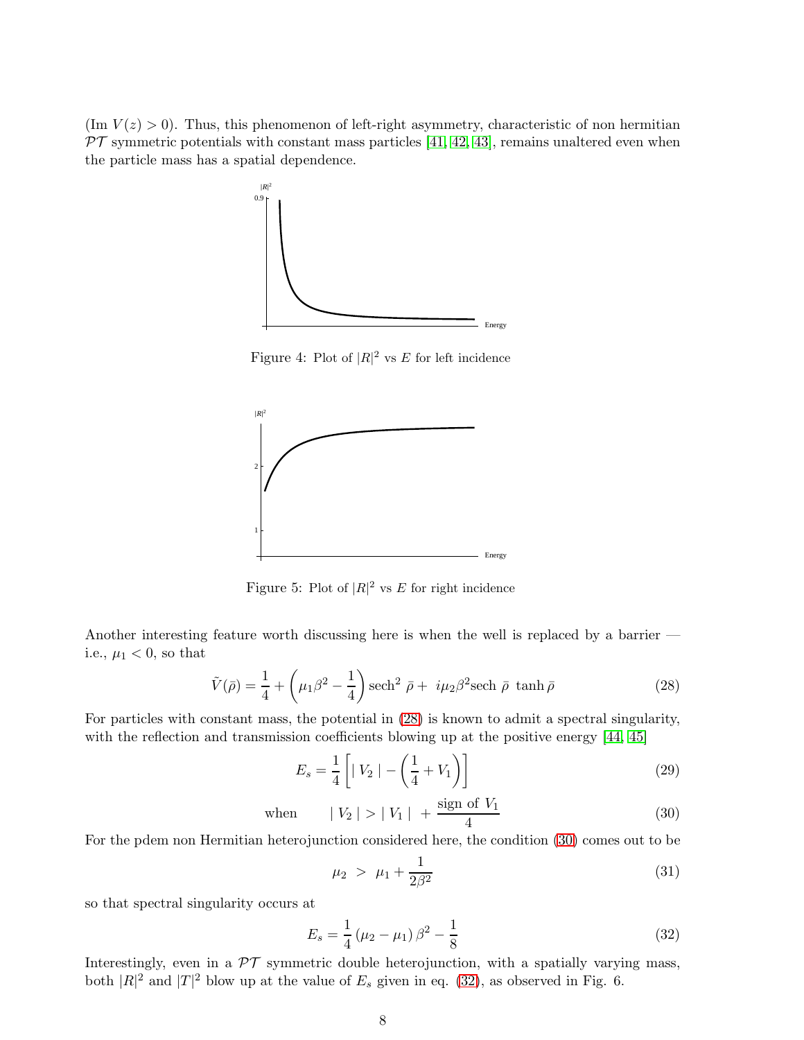(Im $V(z) > 0$). Thus, this phenomenon of left-right asymmetry, characteristic of non hermitian $\mathcal{PT}$ symmetric potentials with constant mass particles [41, 42, 43], remains unaltered even when the particle mass has a spatial dependence.

Figure 4: Plot of $|R|^2$ vs $E$ for left incidence

Figure 5: Plot of $|R|^2$ vs $E$ for right incidence

Another interesting feature worth discussing here is when the well is replaced by a barrier — i.e., $\mu_1 < 0$, so that

$$\tilde{V}(\bar{\rho}) = \frac{1}{4} + \left(\mu_1 \beta^2 - \frac{1}{4}\right) \text{sech}^2\, \bar{\rho} + \, i\mu_2 \beta^2 \text{sech}\, \bar{\rho}\, \tanh \bar{\rho} \tag{28}$$

For particles with constant mass, the potential in (28) is known to admit a spectral singularity, with the reflection and transmission coefficients blowing up at the positive energy [44, 45]

$$E_s = \frac{1}{4}\left[ \mid V_2 \mid - \left( \frac{1}{4} + V_1 \right) \right] \tag{29}$$

$$\text{when} \qquad \mid V_2 \mid > \mid V_1 \mid \, + \frac{\text{sign of } V_1}{4} \tag{30}$$

For the pdem non Hermitian heterojunction considered here, the condition (30) comes out to be

$$\mu_2 \;>\; \mu_1 + \frac{1}{2\beta^2} \tag{31}$$

so that spectral singularity occurs at

$$E_s = \frac{1}{4}\left(\mu_2 - \mu_1\right)\beta^2 - \frac{1}{8} \tag{32}$$

Interestingly, even in a $\mathcal{PT}$ symmetric double heterojunction, with a spatially varying mass, both $|R|^2$ and $|T|^2$ blow up at the value of $E_s$ given in eq. (32), as observed in Fig. 6.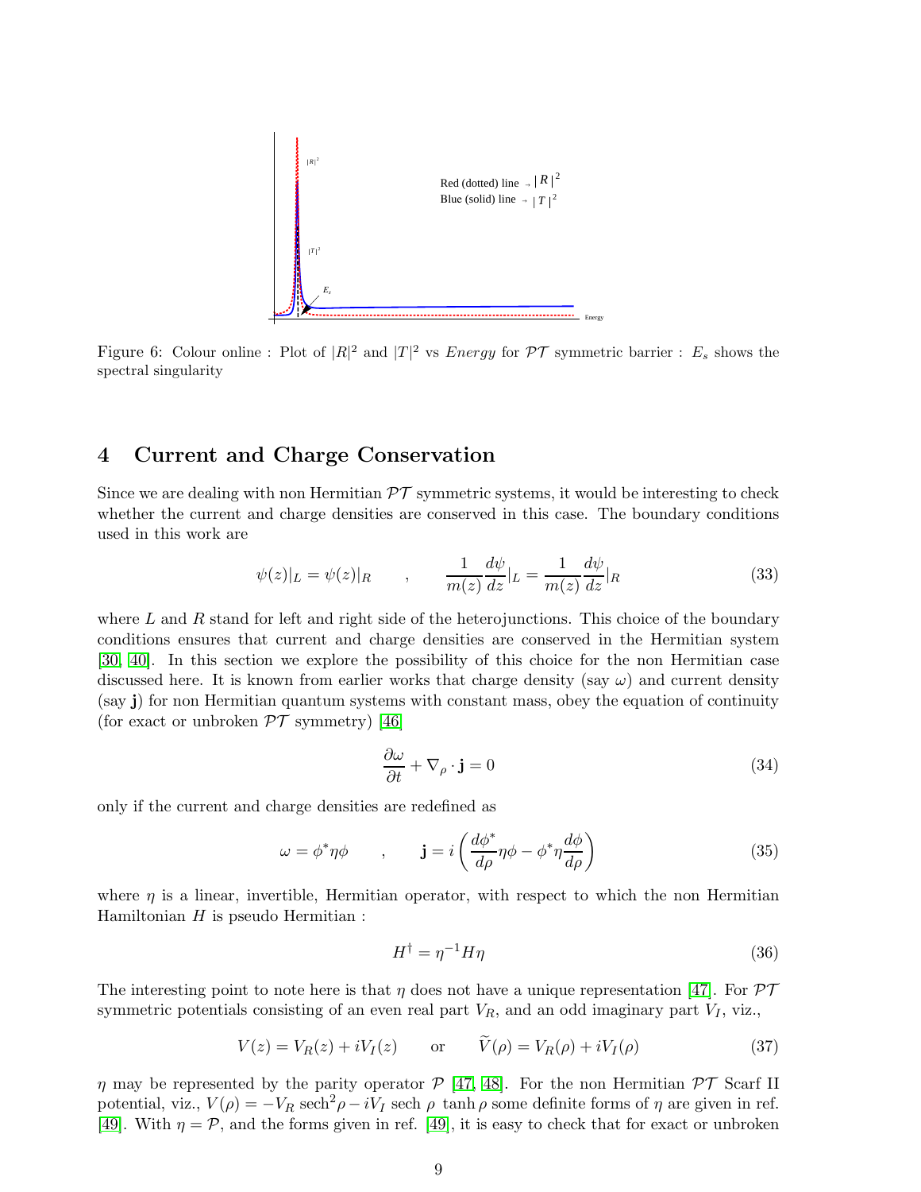Figure 6: Colour online : Plot of $|R|^2$ and $|T|^2$ vs *Energy* for $\mathcal{PT}$ symmetric barrier : $E_s$ shows the spectral singularity

## 4 Current and Charge Conservation

Since we are dealing with non Hermitian $\mathcal{PT}$ symmetric systems, it would be interesting to check whether the current and charge densities are conserved in this case. The boundary conditions used in this work are

$$\psi(z)|_L = \psi(z)|_R \qquad , \qquad \frac{1}{m(z)}\frac{d\psi}{dz}|_L = \frac{1}{m(z)}\frac{d\psi}{dz}|_R \tag{33}$$

where $L$ and $R$ stand for left and right side of the heterojunctions. This choice of the boundary conditions ensures that current and charge densities are conserved in the Hermitian system [30, 40]. In this section we explore the possibility of this choice for the non Hermitian case discussed here. It is known from earlier works that charge density (say $\omega$) and current density (say $\mathbf{j}$) for non Hermitian quantum systems with constant mass, obey the equation of continuity (for exact or unbroken $\mathcal{PT}$ symmetry) [46]

$$\frac{\partial \omega}{\partial t} + \nabla_\rho \cdot \mathbf{j} = 0 \tag{34}$$

only if the current and charge densities are redefined as

$$\omega = \phi^* \eta \phi \qquad , \qquad \mathbf{j} = i\left(\frac{d\phi^*}{d\rho}\eta\phi - \phi^*\eta\frac{d\phi}{d\rho}\right) \tag{35}$$

where $\eta$ is a linear, invertible, Hermitian operator, with respect to which the non Hermitian Hamiltonian $H$ is pseudo Hermitian :

$$H^\dagger = \eta^{-1} H \eta \tag{36}$$

The interesting point to note here is that $\eta$ does not have a unique representation [47]. For $\mathcal{PT}$ symmetric potentials consisting of an even real part $V_R$, and an odd imaginary part $V_I$, viz.,

$$V(z) = V_R(z) + iV_I(z) \qquad \text{or} \qquad \widetilde{V}(\rho) = V_R(\rho) + iV_I(\rho) \tag{37}$$

$\eta$ may be represented by the parity operator $\mathcal{P}$ [47, 48]. For the non Hermitian $\mathcal{PT}$ Scarf II potential, viz., $V(\rho) = -V_R \,\text{sech}^2\rho - iV_I \,\text{sech}\,\rho\, \tanh\rho$ some definite forms of $\eta$ are given in ref. [49]. With $\eta = \mathcal{P}$, and the forms given in ref. [49], it is easy to check that for exact or unbroken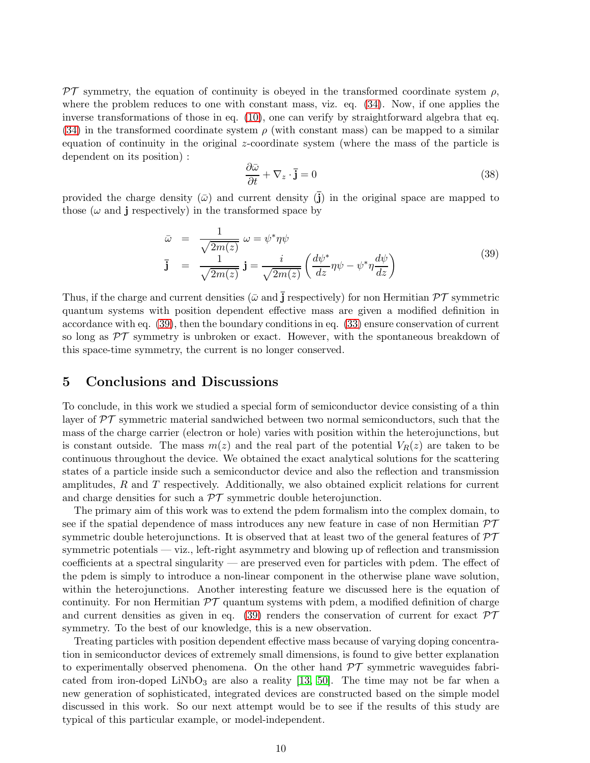$\mathcal{PT}$ symmetry, the equation of continuity is obeyed in the transformed coordinate system $\rho$, where the problem reduces to one with constant mass, viz. eq. (34). Now, if one applies the inverse transformations of those in eq. (10), one can verify by straightforward algebra that eq. (34) in the transformed coordinate system $\rho$ (with constant mass) can be mapped to a similar equation of continuity in the original $z$-coordinate system (where the mass of the particle is dependent on its position) :

$$\frac{\partial \bar{\omega}}{\partial t} + \nabla_z \cdot \bar{\mathbf{j}} = 0 \tag{38}$$

provided the charge density ($\bar{\omega}$) and current density ($\bar{\mathbf{j}}$) in the original space are mapped to those ($\omega$ and $\mathbf{j}$ respectively) in the transformed space by

$$\begin{aligned} \bar{\omega} &= \frac{1}{\sqrt{2m(z)}}\,\omega = \psi^* \eta \psi \\ \bar{\mathbf{j}} &= \frac{1}{\sqrt{2m(z)}}\,\mathbf{j} = \frac{i}{\sqrt{2m(z)}}\left(\frac{d\psi^*}{dz}\eta\psi - \psi^*\eta\frac{d\psi}{dz}\right) \end{aligned} \tag{39}$$

Thus, if the charge and current densities ($\bar{\omega}$ and $\bar{\mathbf{j}}$ respectively) for non Hermitian $\mathcal{PT}$ symmetric quantum systems with position dependent effective mass are given a modified definition in accordance with eq. (39), then the boundary conditions in eq. (33) ensure conservation of current so long as $\mathcal{PT}$ symmetry is unbroken or exact. However, with the spontaneous breakdown of this space-time symmetry, the current is no longer conserved.

## 5 Conclusions and Discussions

To conclude, in this work we studied a special form of semiconductor device consisting of a thin layer of $\mathcal{PT}$ symmetric material sandwiched between two normal semiconductors, such that the mass of the charge carrier (electron or hole) varies with position within the heterojunctions, but is constant outside. The mass $m(z)$ and the real part of the potential $V_R(z)$ are taken to be continuous throughout the device. We obtained the exact analytical solutions for the scattering states of a particle inside such a semiconductor device and also the reflection and transmission amplitudes, $R$ and $T$ respectively. Additionally, we also obtained explicit relations for current and charge densities for such a $\mathcal{PT}$ symmetric double heterojunction.

The primary aim of this work was to extend the pdem formalism into the complex domain, to see if the spatial dependence of mass introduces any new feature in case of non Hermitian $\mathcal{PT}$ symmetric double heterojunctions. It is observed that at least two of the general features of $\mathcal{PT}$ symmetric potentials — viz., left-right asymmetry and blowing up of reflection and transmission coefficients at a spectral singularity — are preserved even for particles with pdem. The effect of the pdem is simply to introduce a non-linear component in the otherwise plane wave solution, within the heterojunctions. Another interesting feature we discussed here is the equation of continuity. For non Hermitian $\mathcal{PT}$ quantum systems with pdem, a modified definition of charge and current densities as given in eq. (39) renders the conservation of current for exact $\mathcal{PT}$ symmetry. To the best of our knowledge, this is a new observation.

Treating particles with position dependent effective mass because of varying doping concentration in semiconductor devices of extremely small dimensions, is found to give better explanation to experimentally observed phenomena. On the other hand $\mathcal{PT}$ symmetric waveguides fabricated from iron-doped $LiNbO_3$ are also a reality [13, 50]. The time may not be far when a new generation of sophisticated, integrated devices are constructed based on the simple model discussed in this work. So our next attempt would be to see if the results of this study are typical of this particular example, or model-independent.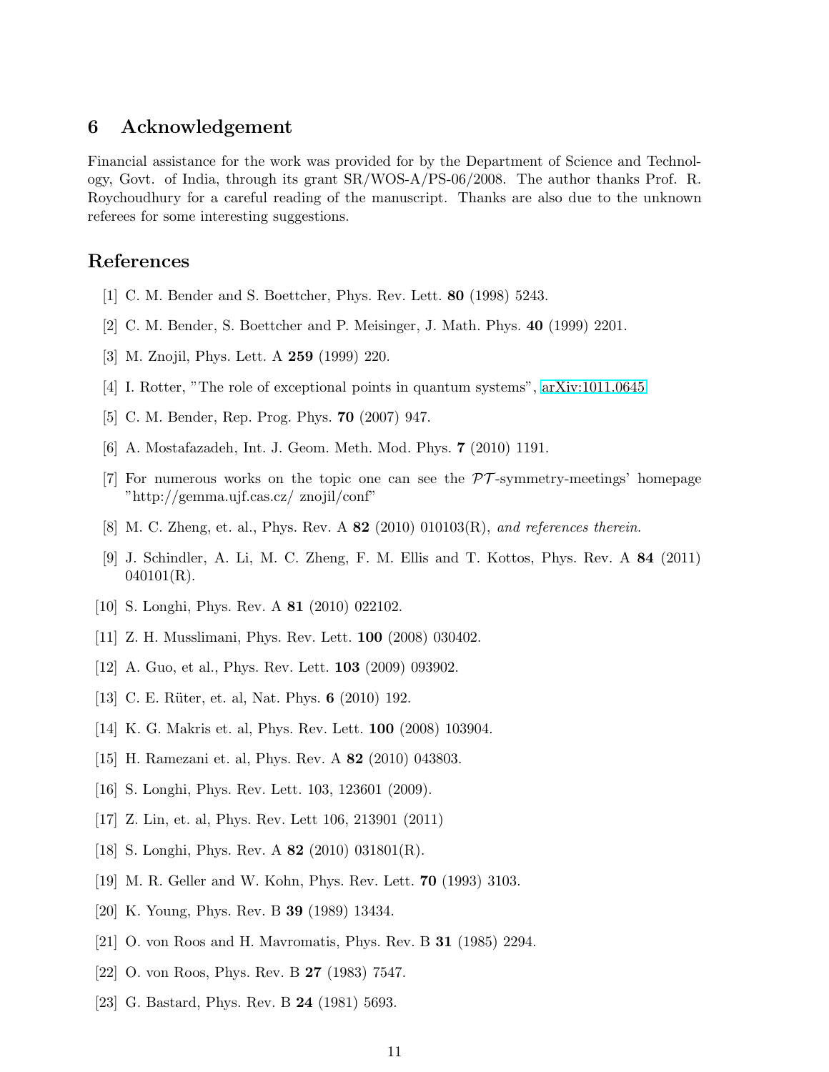## 6 Acknowledgement

Financial assistance for the work was provided for by the Department of Science and Technology, Govt. of India, through its grant SR/WOS-A/PS-06/2008. The author thanks Prof. R. Roychoudhury for a careful reading of the manuscript. Thanks are also due to the unknown referees for some interesting suggestions.

## References

[1] C. M. Bender and S. Boettcher, Phys. Rev. Lett. **80** (1998) 5243.

[2] C. M. Bender, S. Boettcher and P. Meisinger, J. Math. Phys. **40** (1999) 2201.

[3] M. Znojil, Phys. Lett. A **259** (1999) 220.

[4] I. Rotter, "The role of exceptional points in quantum systems", arXiv:1011.0645

[5] C. M. Bender, Rep. Prog. Phys. **70** (2007) 947.

[6] A. Mostafazadeh, Int. J. Geom. Meth. Mod. Phys. **7** (2010) 1191.

[7] For numerous works on the topic one can see the $\mathcal{PT}$-symmetry-meetings' homepage "http://gemma.ujf.cas.cz/ znojil/conf"

[8] M. C. Zheng, et. al., Phys. Rev. A **82** (2010) 010103(R), *and references therein.*

[9] J. Schindler, A. Li, M. C. Zheng, F. M. Ellis and T. Kottos, Phys. Rev. A **84** (2011) 040101(R).

[10] S. Longhi, Phys. Rev. A **81** (2010) 022102.

[11] Z. H. Musslimani, Phys. Rev. Lett. **100** (2008) 030402.

[12] A. Guo, et al., Phys. Rev. Lett. **103** (2009) 093902.

[13] C. E. Rüter, et. al, Nat. Phys. **6** (2010) 192.

[14] K. G. Makris et. al, Phys. Rev. Lett. **100** (2008) 103904.

[15] H. Ramezani et. al, Phys. Rev. A **82** (2010) 043803.

[16] S. Longhi, Phys. Rev. Lett. 103, 123601 (2009).

[17] Z. Lin, et. al, Phys. Rev. Lett 106, 213901 (2011)

[18] S. Longhi, Phys. Rev. A **82** (2010) 031801(R).

[19] M. R. Geller and W. Kohn, Phys. Rev. Lett. **70** (1993) 3103.

[20] K. Young, Phys. Rev. B **39** (1989) 13434.

[21] O. von Roos and H. Mavromatis, Phys. Rev. B **31** (1985) 2294.

[22] O. von Roos, Phys. Rev. B **27** (1983) 7547.

[23] G. Bastard, Phys. Rev. B **24** (1981) 5693.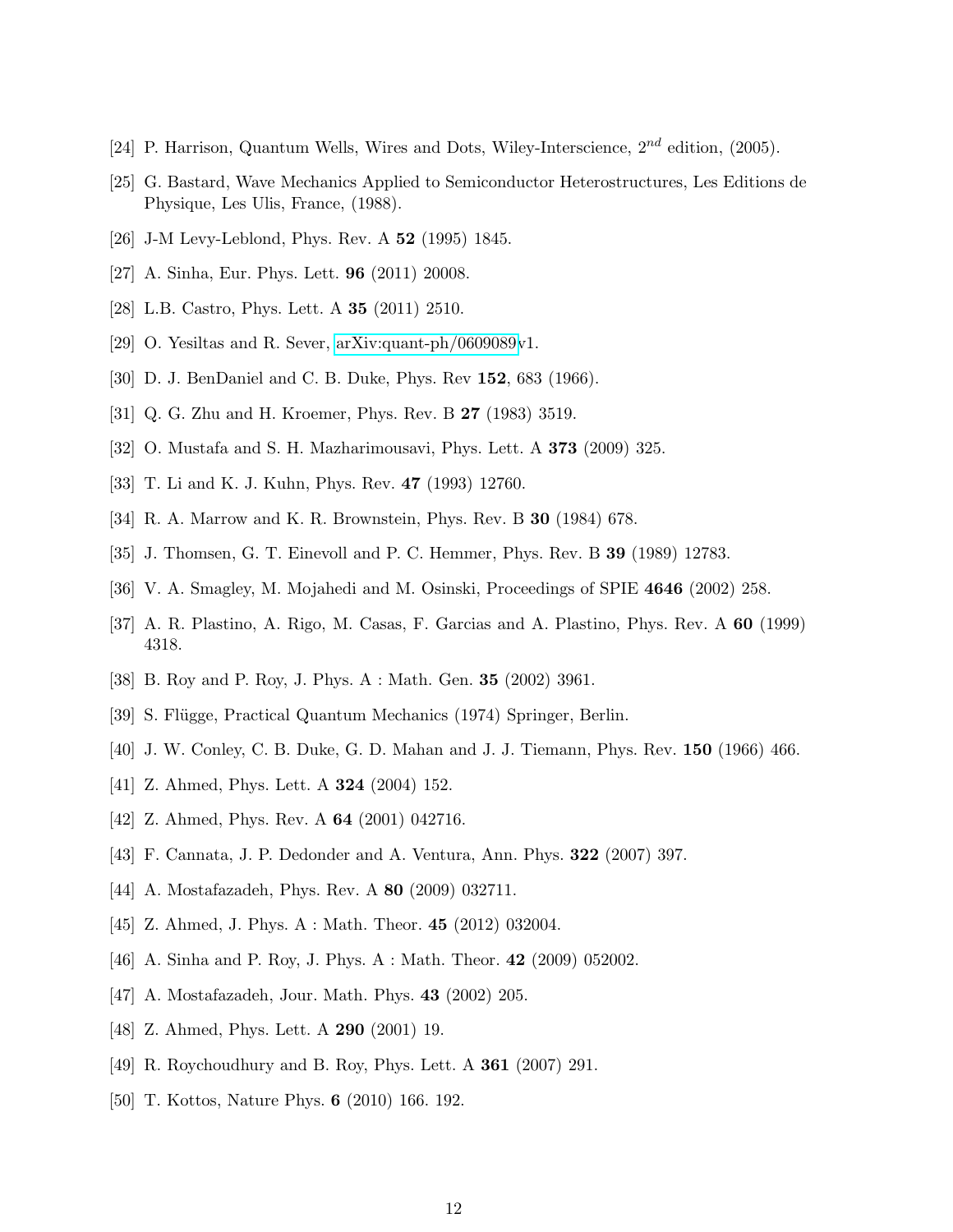[24] P. Harrison, Quantum Wells, Wires and Dots, Wiley-Interscience, $2^{nd}$ edition, (2005).

[25] G. Bastard, Wave Mechanics Applied to Semiconductor Heterostructures, Les Editions de Physique, Les Ulis, France, (1988).

[26] J-M Levy-Leblond, Phys. Rev. A **52** (1995) 1845.

[27] A. Sinha, Eur. Phys. Lett. **96** (2011) 20008.

[28] L.B. Castro, Phys. Lett. A **35** (2011) 2510.

[29] O. Yesiltas and R. Sever, arXiv:quant-ph/0609089v1.

[30] D. J. BenDaniel and C. B. Duke, Phys. Rev **152**, 683 (1966).

[31] Q. G. Zhu and H. Kroemer, Phys. Rev. B **27** (1983) 3519.

[32] O. Mustafa and S. H. Mazharimousavi, Phys. Lett. A **373** (2009) 325.

[33] T. Li and K. J. Kuhn, Phys. Rev. **47** (1993) 12760.

[34] R. A. Marrow and K. R. Brownstein, Phys. Rev. B **30** (1984) 678.

[35] J. Thomsen, G. T. Einevoll and P. C. Hemmer, Phys. Rev. B **39** (1989) 12783.

[36] V. A. Smagley, M. Mojahedi and M. Osinski, Proceedings of SPIE **4646** (2002) 258.

[37] A. R. Plastino, A. Rigo, M. Casas, F. Garcias and A. Plastino, Phys. Rev. A **60** (1999) 4318.

[38] B. Roy and P. Roy, J. Phys. A : Math. Gen. **35** (2002) 3961.

[39] S. Flügge, Practical Quantum Mechanics (1974) Springer, Berlin.

[40] J. W. Conley, C. B. Duke, G. D. Mahan and J. J. Tiemann, Phys. Rev. **150** (1966) 466.

[41] Z. Ahmed, Phys. Lett. A **324** (2004) 152.

[42] Z. Ahmed, Phys. Rev. A **64** (2001) 042716.

[43] F. Cannata, J. P. Dedonder and A. Ventura, Ann. Phys. **322** (2007) 397.

[44] A. Mostafazadeh, Phys. Rev. A **80** (2009) 032711.

[45] Z. Ahmed, J. Phys. A : Math. Theor. **45** (2012) 032004.

[46] A. Sinha and P. Roy, J. Phys. A : Math. Theor. **42** (2009) 052002.

[47] A. Mostafazadeh, Jour. Math. Phys. **43** (2002) 205.

[48] Z. Ahmed, Phys. Lett. A **290** (2001) 19.

[49] R. Roychoudhury and B. Roy, Phys. Lett. A **361** (2007) 291.

[50] T. Kottos, Nature Phys. **6** (2010) 166. 192.